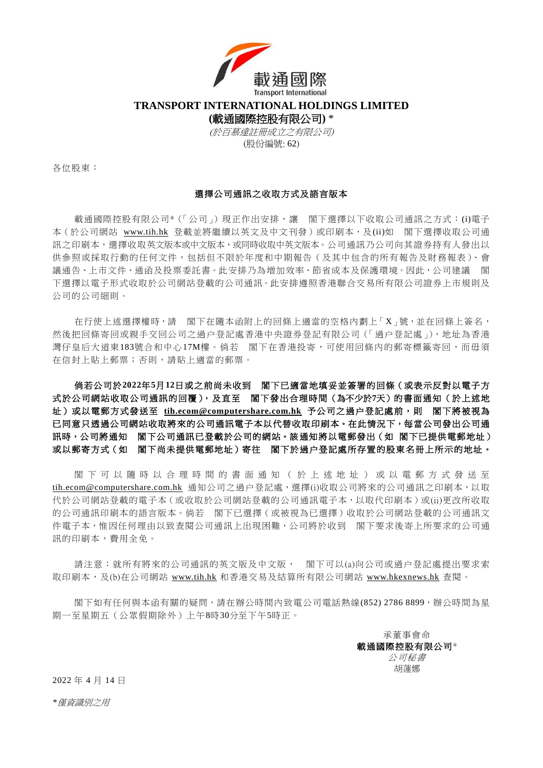載通國際
Transport International

**TRANSPORT INTERNATIONAL HOLDINGS LIMITED**

**(載通國際控股有限公司)** *

*(於百慕達註冊成立之有限公司)*

(股份編號: 62)

各位股東：

**選擇公司通訊之收取方式及語言版本**

載通國際控股有限公司*（「公司」）現正作出安排，讓　閣下選擇以下收取公司通訊之方式：(i)電子本（於公司網站 www.tih.hk 登載並將繼續以英文及中文刊發）或印刷本，及(ii)如　閣下選擇收取公司通訊之印刷本，選擇收取英文版本或中文版本，或同時收取中英文版本。公司通訊乃公司向其證券持有人發出以供參照或採取行動的任何文件，包括但不限於年度和中期報告（及其中包含的所有報告及財務報表）、會議通告、上市文件、通函及投票委託書。此安排乃為增加效率、節省成本及保護環境。因此，公司建議　閣下選擇以電子形式收取於公司網站登載的公司通訊。此安排遵照香港聯合交易所有限公司證券上市規則及公司的公司細則。

在行使上述選擇權時，請　閣下在隨本函附上的回條上適當的空格內劃上「X」號，並在回條上簽名，然後把回條寄回或親手交回公司之過户登記處香港中央證券登記有限公司（「過户登記處」），地址為香港灣仔皇后大道東183號合和中心17M樓。倘若　閣下在香港投寄，可使用回條內的郵寄標籤寄回，而毋須在信封上貼上郵票；否則，請貼上適當的郵票。

**倘若公司於2022年5月12日或之前尚未收到　閣下已適當地填妥並簽署的回條（或表示反對以電子方式於公司網站收取公司通訊的回覆），及直至　閣下發出合理時間（為不少於7天）的書面通知（於上述地址）或以電郵方式發送至 tih.ecom@computershare.com.hk 予公司之過户登記處前，則　閣下將被視為已同意只透過公司網站收取將來的公司通訊電子本以代替收取印刷本。在此情況下，每當公司發出公司通訊時，公司將通知　閣下公司通訊已登載於公司的網站。該通知將以電郵發出（如　閣下已提供電郵地址）或以郵寄方式（如　閣下尚未提供電郵地址）寄往　閣下於過户登記處所存置的股東名冊上所示的地址。**

閣下可以隨時以合理時間的書面通知（於上述地址）或以電郵方式發送至 tih.ecom@computershare.com.hk 通知公司之過户登記處，選擇(i)收取公司將來的公司通訊之印刷本，以取代於公司網站登載的電子本（或收取於公司網站登載的公司通訊電子本，以取代印刷本）或(ii)更改所收取的公司通訊印刷本的語言版本。倘若　閣下已選擇（或被視為已選擇）收取於公司網站登載的公司通訊文件電子本，惟因任何理由以致查閱公司通訊上出現困難，公司將於收到　閣下要求後寄上所要求的公司通訊的印刷本，費用全免。

請注意：就所有將來的公司通訊的英文版及中文版，　閣下可以(a)向公司或過户登記處提出要求索取印刷本，及(b)在公司網站 www.tih.hk 和香港交易及結算所有限公司網站 www.hkexnews.hk 查閱。

閣下如有任何與本函有關的疑問，請在辦公時間內致電公司電話熱線(852) 2786 8899，辦公時間為星期一至星期五（公眾假期除外）上午8時30分至下午5時正。

承董事會命
**載通國際控股有限公司***
*公司秘書*
胡蓮娜

2022 年 4 月 14 日

**僅資識別之用*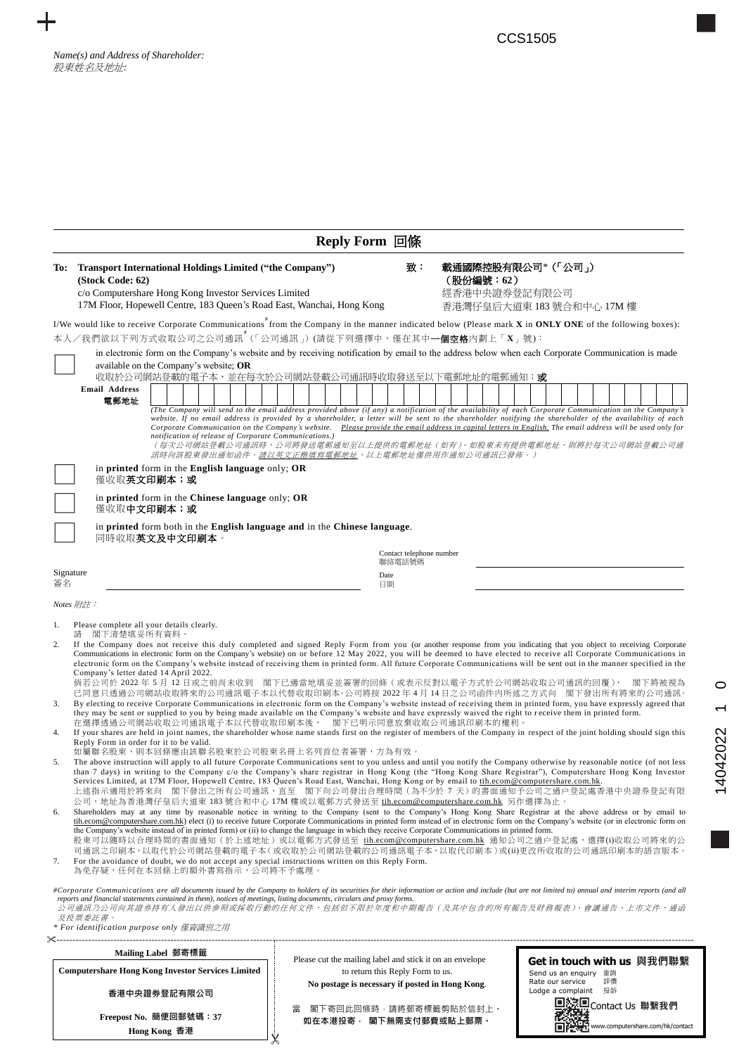CCS1505

*Name(s) and Address of Shareholder:*
*股東姓名及地址:*

# Reply Form 回條

**To: Transport International Holdings Limited ("the Company")**
**(Stock Code: 62)**
c/o Computershare Hong Kong Investor Services Limited
17M Floor, Hopewell Centre, 183 Queen's Road East, Wanchai, Hong Kong

致： **載通國際控股有限公司\*（「公司」）**
**（股份編號：62）**
經香港中央證券登記有限公司
香港灣仔皇后大道東 183 號合和中心 17M 樓

I/We would like to receive Corporate Communications# from the Company in the manner indicated below (Please mark **X** in **ONLY ONE** of the following boxes):
本人／我們欲以下列方式收取公司之公司通訊#（「公司通訊」）(請從下列選擇中，僅在其中**一個空格**內劃上「**X**」號)：

☐ in electronic form on the Company's website and by receiving notification by email to the address below when each Corporate Communication is made available on the Company's website; **OR**
收取於公司網站登載的電子本，並在每次於公司網站登載公司通訊時收取發送至以下電郵地址的電郵通知；**或**

**Email Address 電郵地址** ______________________________

*(The Company will send to the email address provided above (if any) a notification of the availability of each Corporate Communication on the Company's website. If no email address is provided by a shareholder, a letter will be sent to the shareholder notifying the shareholder of the availability of each Corporate Communication on the Company's website. Please provide the email address in capital letters in English. The email address will be used only for notification of release of Corporate Communications.)*
*（每次公司網站登載公司通訊時，公司將會透過電郵通知至以上提供的電郵地址（如有）。如股東未有提供電郵地址，則將於每次公司網站登載公司通訊時向該股東發出通知函件。請以英文正楷填寫電郵地址，以上電郵地址僅供用作通知公司通訊已發佈。）*

☐ in **printed** form in the **English language** only; **OR**
僅收取**英文印刷本；或**

☐ in **printed** form in the **Chinese language** only; **OR**
僅收取**中文印刷本；或**

☐ in **printed** form both in the **English language and** in the **Chinese language**.
同時收取**英文及中文印刷本**。

Signature 簽名 ______________________

Contact telephone number 聯絡電話號碼 ______________________

Date 日期 ______________________

*Notes 附註：*

1. Please complete all your details clearly.
請　閣下清楚填妥所有資料。
2. If the Company does not receive this duly completed and signed Reply Form from you (or another response from you indicating that you object to receiving Corporate Communications in electronic form on the Company's website) on or before 12 May 2022, you will be deemed to have elected to receive all Corporate Communications in electronic form on the Company's website instead of receiving them in printed form. All future Corporate Communications will be sent out in the manner specified in the Company's letter dated 14 April 2022.
倘若公司於 2022 年 5 月 12 日或之前尚未收到　閣下已適當地填妥並簽署的回條（或表示反對以電子方式於公司網站收取公司通訊的回覆），　閣下將被視為已同意只透過公司網站收取將來的公司通訊電子本以代替收取印刷本。公司將按 2022 年 4 月 14 日之公司函件內所述之方式向　閣下發出所有將來的公司通訊。
3. By electing to receive Corporate Communications in electronic form on the Company's website instead of receiving them in printed form, you have expressly agreed that they may be sent or supplied to you by being made available on the Company's website and have expressly waived the right to receive them in printed form.
在選擇透過公司網站收取公司通訊電子本以代替收取印刷本後，　閣下已明示同意放棄收取公司通訊印刷本的權利。
4. If your shares are held in joint names, the shareholder whose name stands first on the register of members of the Company in respect of the joint holding should sign this Reply Form in order for it to be valid.
如屬聯名股東，則本回條應由該聯名股東於公司股東名冊上名列首位者簽署，方為有效。
5. The above instruction will apply to all future Corporate Communications sent to you unless and until you notify the Company otherwise by reasonable notice (of not less than 7 days) in writing to the Company c/o the Company's share registrar in Hong Kong (the "Hong Kong Share Registrar"), Computershare Hong Kong Investor Services Limited, at 17M Floor, Hopewell Centre, 183 Queen's Road East, Wanchai, Hong Kong or by email to tih.ecom@computershare.com.hk.
上述指示適用於將來向　閣下發出之所有公司通訊，直至　閣下向公司發出合理時間（為不少於 7 天）的書面通知予公司之過戶登記處香港中央證券登記有限公司，地址為香港灣仔皇后大道東 183 號合和中心 17M 樓或以電郵方式發送至 tih.ecom@computershare.com.hk 另作選擇為止。
6. Shareholders may at any time by reasonable notice in writing to the Company (sent to the Company's Hong Kong Share Registrar at the above address or by email to tih.ecom@computershare.com.hk) elect (i) to receive future Corporate Communications in printed form instead of in electronic form on the Company's website (or in electronic form on the Company's website instead of in printed form) or (ii) to change the language in which they receive Corporate Communications in printed form.
股東可以隨時以合理時間的書面通知（於上述地址）或以電郵方式發送至 tih.ecom@computershare.com.hk 通知公司之過戶登記處，選擇(i)收取公司將來的公司通訊之印刷本，以取代於公司網站登載的電子本（或收取於公司網站登載的公司通訊電子本，以取代印刷本）或(ii)更改所收取的公司通訊印刷本的語言版本。
7. For the avoidance of doubt, we do not accept any special instructions written on this Reply Form.
為免存疑，任何在本回條上的額外書寫指示，公司將不予處理。

*#Corporate Communications are all documents issued by the Company to holders of its securities for their information or action and include (but are not limited to) annual and interim reports (and all reports and financial statements contained in them), notices of meetings, listing documents, circulars and proxy forms.*
*公司通訊乃公司向其證券持有人發出以供參照或採取行動的任何文件，包括但不限於年度和中期報告（及其中包含的所有報告及財務報表）、會議通告、上市文件、通函及投票委託書。*
*\* For identification purpose only 僅資識別之用*

**Mailing Label 郵寄標籤**

**Computershare Hong Kong Investor Services Limited**

**香港中央證券登記有限公司**

**Freepost No. 簡便回郵號碼：37**

**Hong Kong 香港**

Please cut the mailing label and stick it on an envelope to return this Reply Form to us.
**No postage is necessary if posted in Hong Kong**.

當　閣下寄回此回條時，請將郵寄標籤剪貼於信封上。
**如在本港投寄，　閣下無需支付郵費或貼上郵票。**

**Get in touch with us 與我們聯繫**
Send us an enquiry 查詢
Rate our service 評價
Lodge a complaint 投訴
Contact Us 聯繫我們
www.computershare.com/hk/contact

14042022 1 0